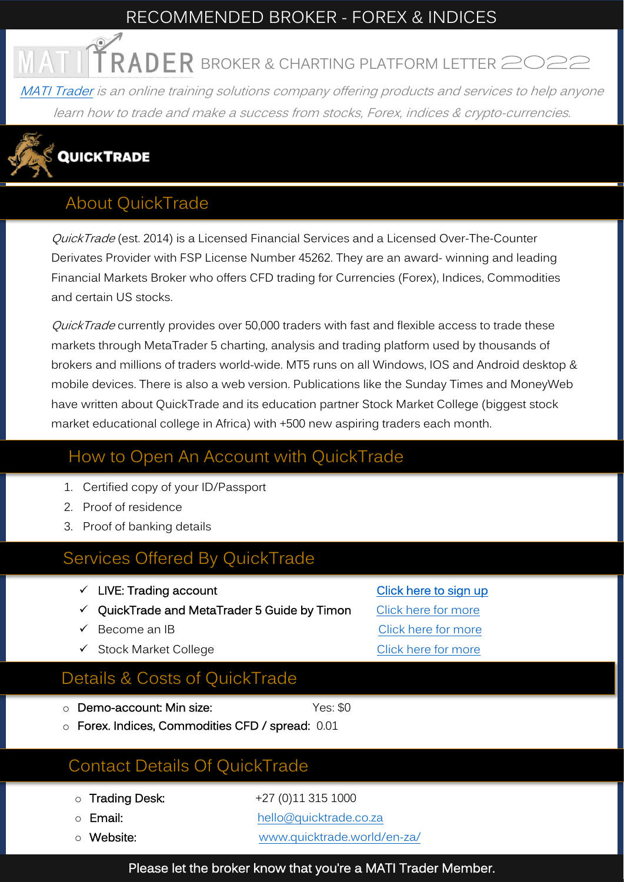# RECOMMENDED BROKER - FOREX & INDICES

MATI TRADER BROKER & CHARTING PLATFORM LETTER 2022

*MATI Trader is an online training solutions company offering products and services to help anyone learn how to trade and make a success from stocks, Forex, indices & crypto-currencies.*

QUICKTRADE

## About QuickTrade

*QuickTrade* (est. 2014) is a Licensed Financial Services and a Licensed Over-The-Counter Derivates Provider with FSP License Number 45262. They are an award- winning and leading Financial Markets Broker who offers CFD trading for Currencies (Forex), Indices, Commodities and certain US stocks.

*QuickTrade* currently provides over 50,000 traders with fast and flexible access to trade these markets through MetaTrader 5 charting, analysis and trading platform used by thousands of brokers and millions of traders world-wide. MT5 runs on all Windows, IOS and Android desktop & mobile devices. There is also a web version. Publications like the Sunday Times and MoneyWeb have written about QuickTrade and its education partner Stock Market College (biggest stock market educational college in Africa) with +500 new aspiring traders each month.

## How to Open An Account with QuickTrade

1. Certified copy of your ID/Passport
2. Proof of residence
3. Proof of banking details

## Services Offered By QuickTrade

- ✓ LIVE: Trading account — Click here to sign up
- ✓ QuickTrade and MetaTrader 5 Guide by Timon — Click here for more
- ✓ Become an IB — Click here for more
- ✓ Stock Market College — Click here for more

## Details & Costs of QuickTrade

- **Demo-account: Min size:** Yes: $0
- **Forex. Indices, Commodities CFD / spread:** 0.01

## Contact Details Of QuickTrade

- **Trading Desk:** +27 (0)11 315 1000
- **Email:** hello@quicktrade.co.za
- **Website:** www.quicktrade.world/en-za/

Please let the broker know that you're a MATI Trader Member.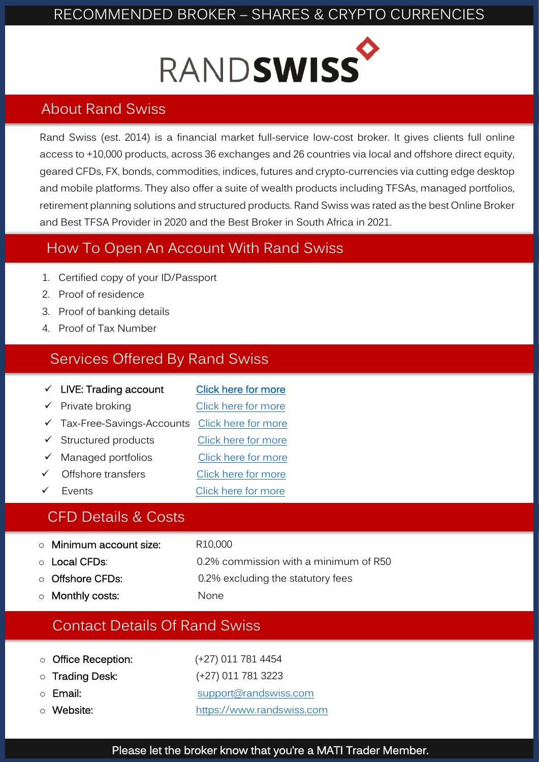# RECOMMENDED BROKER – SHARES & CRYPTO CURRENCIES

RANDSWISS

## About Rand Swiss

Rand Swiss (est. 2014) is a financial market full-service low-cost broker. It gives clients full online access to +10,000 products, across 36 exchanges and 26 countries via local and offshore direct equity, geared CFDs, FX, bonds, commodities, indices, futures and crypto-currencies via cutting edge desktop and mobile platforms. They also offer a suite of wealth products including TFSAs, managed portfolios, retirement planning solutions and structured products. Rand Swiss was rated as the best Online Broker and Best TFSA Provider in 2020 and the Best Broker in South Africa in 2021.

## How To Open An Account With Rand Swiss

1. Certified copy of your ID/Passport
2. Proof of residence
3. Proof of banking details
4. Proof of Tax Number

## Services Offered By Rand Swiss

- ✓ LIVE: Trading account — Click here for more
- ✓ Private broking — Click here for more
- ✓ Tax-Free-Savings-Accounts — Click here for more
- ✓ Structured products — Click here for more
- ✓ Managed portfolios — Click here for more
- ✓ Offshore transfers — Click here for more
- ✓ Events — Click here for more

## CFD Details & Costs

- **Minimum account size:** R10,000
- **Local CFDs:** 0.2% commission with a minimum of R50
- **Offshore CFDs:** 0.2% excluding the statutory fees
- **Monthly costs:** None

## Contact Details Of Rand Swiss

- **Office Reception:** (+27) 011 781 4454
- **Trading Desk:** (+27) 011 781 3223
- **Email:** support@randswiss.com
- **Website:** https://www.randswiss.com

Please let the broker know that you're a MATI Trader Member.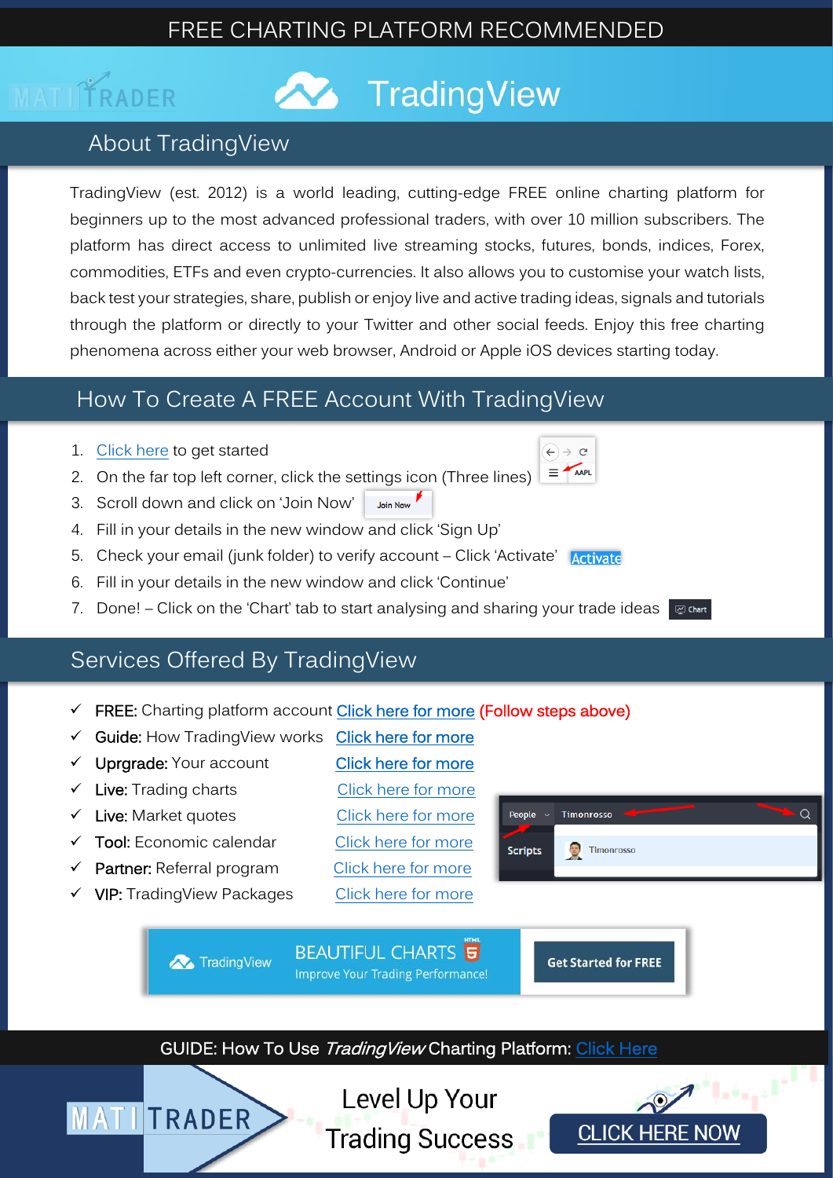# FREE CHARTING PLATFORM RECOMMENDED

## TradingView

## About TradingView

TradingView (est. 2012) is a world leading, cutting-edge FREE online charting platform for beginners up to the most advanced professional traders, with over 10 million subscribers. The platform has direct access to unlimited live streaming stocks, futures, bonds, indices, Forex, commodities, ETFs and even crypto-currencies. It also allows you to customise your watch lists, back test your strategies, share, publish or enjoy live and active trading ideas, signals and tutorials through the platform or directly to your Twitter and other social feeds. Enjoy this free charting phenomena across either your web browser, Android or Apple iOS devices starting today.

## How To Create A FREE Account With TradingView

1. Click here to get started
2. On the far top left corner, click the settings icon (Three lines)
3. Scroll down and click on 'Join Now'
4. Fill in your details in the new window and click 'Sign Up'
5. Check your email (junk folder) to verify account – Click 'Activate'
6. Fill in your details in the new window and click 'Continue'
7. Done! – Click on the 'Chart' tab to start analysing and sharing your trade ideas

## Services Offered By TradingView

- ✓ **FREE:** Charting platform account Click here for more (Follow steps above)
- ✓ **Guide:** How TradingView works Click here for more
- ✓ **Urpgrade:** Your account Click here for more
- ✓ **Live:** Trading charts Click here for more
- ✓ **Live:** Market quotes Click here for more
- ✓ **Tool:** Economic calendar Click here for more
- ✓ **Partner:** Referral program Click here for more
- ✓ **VIP:** TradingView Packages Click here for more

TradingView BEAUTIFUL CHARTS Improve Your Trading Performance! Get Started for FREE

GUIDE: How To Use *TradingView* Charting Platform: Click Here

MATI TRADER Level Up Your Trading Success CLICK HERE NOW